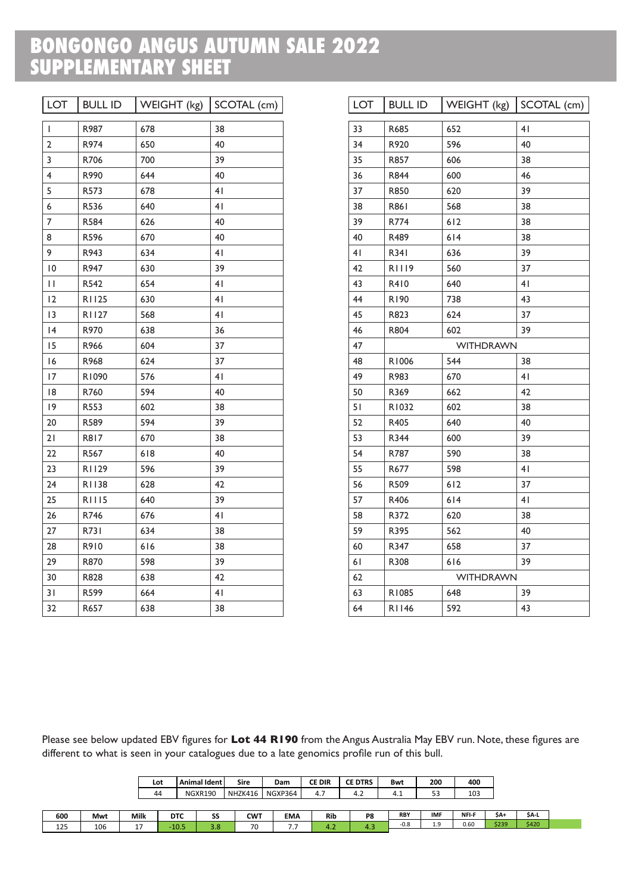# BONGONGO ANGUS AUTUMN SALE 2022 SUPPLEMENTARY SHEET

| LOT | BULL ID | WEIGHT (kg) | SCOTAL (cm) |
|---|---|---|---|
| 1 | R987 | 678 | 38 |
| 2 | R974 | 650 | 40 |
| 3 | R706 | 700 | 39 |
| 4 | R990 | 644 | 40 |
| 5 | R573 | 678 | 41 |
| 6 | R536 | 640 | 41 |
| 7 | R584 | 626 | 40 |
| 8 | R596 | 670 | 40 |
| 9 | R943 | 634 | 41 |
| 10 | R947 | 630 | 39 |
| 11 | R542 | 654 | 41 |
| 12 | R1125 | 630 | 41 |
| 13 | R1127 | 568 | 41 |
| 14 | R970 | 638 | 36 |
| 15 | R966 | 604 | 37 |
| 16 | R968 | 624 | 37 |
| 17 | R1090 | 576 | 41 |
| 18 | R760 | 594 | 40 |
| 19 | R553 | 602 | 38 |
| 20 | R589 | 594 | 39 |
| 21 | R817 | 670 | 38 |
| 22 | R567 | 618 | 40 |
| 23 | R1129 | 596 | 39 |
| 24 | R1138 | 628 | 42 |
| 25 | R1115 | 640 | 39 |
| 26 | R746 | 676 | 41 |
| 27 | R731 | 634 | 38 |
| 28 | R910 | 616 | 38 |
| 29 | R870 | 598 | 39 |
| 30 | R828 | 638 | 42 |
| 31 | R599 | 664 | 41 |
| 32 | R657 | 638 | 38 |
| 33 | R685 | 652 | 41 |
| 34 | R920 | 596 | 40 |
| 35 | R857 | 606 | 38 |
| 36 | R844 | 600 | 46 |
| 37 | R850 | 620 | 39 |
| 38 | R861 | 568 | 38 |
| 39 | R774 | 612 | 38 |
| 40 | R489 | 614 | 38 |
| 41 | R341 | 636 | 39 |
| 42 | R1119 | 560 | 37 |
| 43 | R410 | 640 | 41 |
| 44 | R190 | 738 | 43 |
| 45 | R823 | 624 | 37 |
| 46 | R804 | 602 | 39 |
| 47 | WITHDRAWN | | |
| 48 | R1006 | 544 | 38 |
| 49 | R983 | 670 | 41 |
| 50 | R369 | 662 | 42 |
| 51 | R1032 | 602 | 38 |
| 52 | R405 | 640 | 40 |
| 53 | R344 | 600 | 39 |
| 54 | R787 | 590 | 38 |
| 55 | R677 | 598 | 41 |
| 56 | R509 | 612 | 37 |
| 57 | R406 | 614 | 41 |
| 58 | R372 | 620 | 38 |
| 59 | R395 | 562 | 40 |
| 60 | R347 | 658 | 37 |
| 61 | R308 | 616 | 39 |
| 62 | WITHDRAWN | | |
| 63 | R1085 | 648 | 39 |
| 64 | R1146 | 592 | 43 |

Please see below updated EBV figures for **Lot 44 R190** from the Angus Australia May EBV run. Note, these figures are different to what is seen in your catalogues due to a late genomics profile run of this bull.

| Lot | Animal Ident | Sire | Dam | CE DIR | CE DTRS | Bwt | 200 | 400 |
|---|---|---|---|---|---|---|---|---|
| 44 | NGXR190 | NHZK416 | NGXP364 | 4.7 | 4.2 | 4.1 | 53 | 103 |

| 600 | Mwt | Milk | DTC | SS | CWT | EMA | Rib | P8 | RBY | IMF | NFI-F | $A+ | $A-L |
|---|---|---|---|---|---|---|---|---|---|---|---|---|---|
| 125 | 106 | 17 | -10.5 | 3.8 | 70 | 7.7 | 4.2 | 4.3 | -0.8 | 1.9 | 0.60 | $239 | $420 |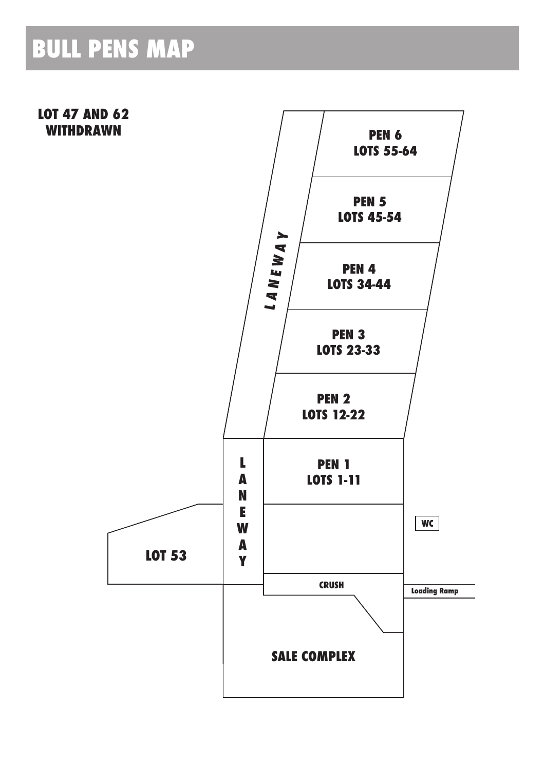# BULL PENS MAP

**LOT 47 AND 62 WITHDRAWN**

PEN 6
LOTS 55-64

PEN 5
LOTS 45-54

LANEWAY

PEN 4
LOTS 34-44

PEN 3
LOTS 23-33

PEN 2
LOTS 12-22

PEN 1
LOTS 1-11

LANEWAY

WC

LOT 53

CRUSH

Loading Ramp

SALE COMPLEX